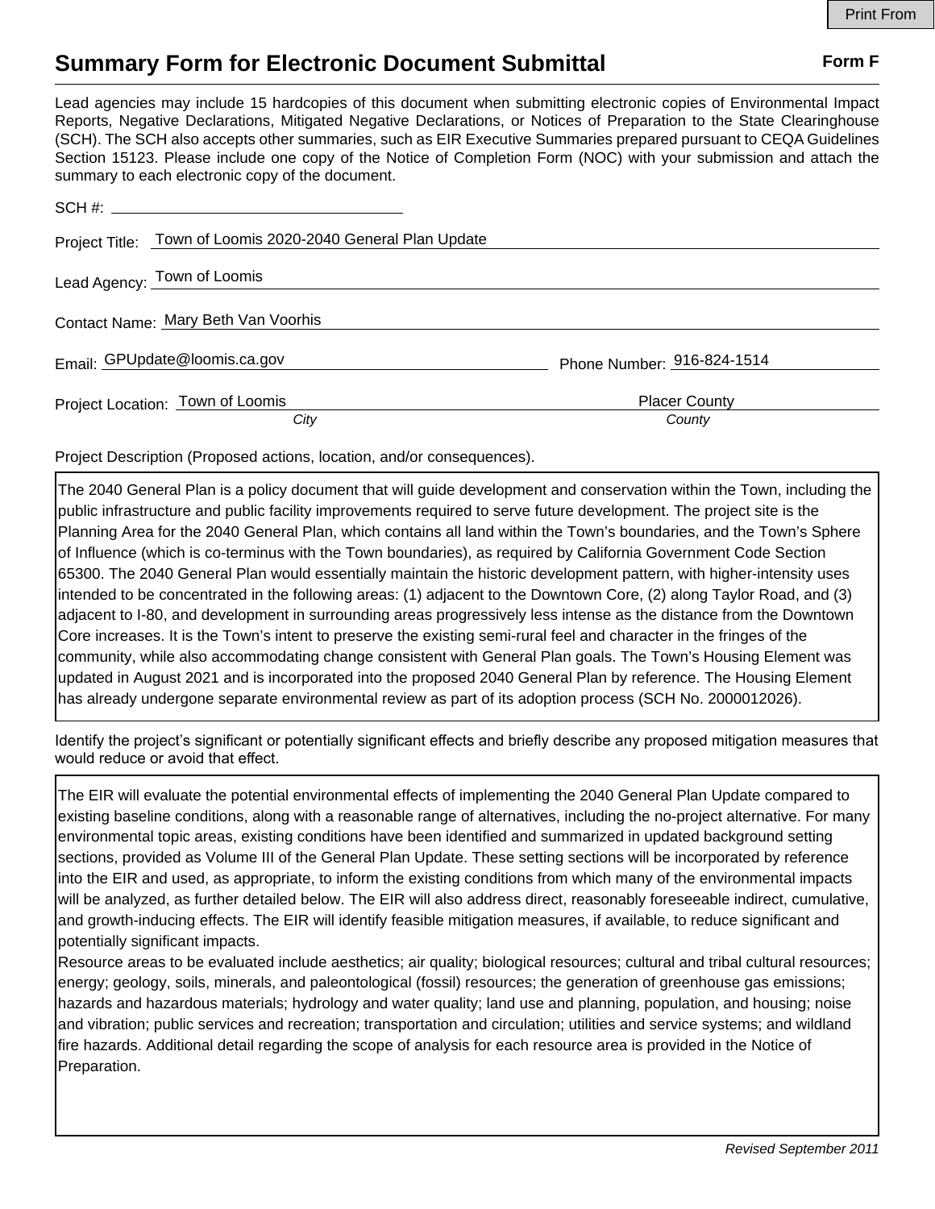# Summary Form for Electronic Document Submittal

**Form F**

Lead agencies may include 15 hardcopies of this document when submitting electronic copies of Environmental Impact Reports, Negative Declarations, Mitigated Negative Declarations, or Notices of Preparation to the State Clearinghouse (SCH). The SCH also accepts other summaries, such as EIR Executive Summaries prepared pursuant to CEQA Guidelines Section 15123. Please include one copy of the Notice of Completion Form (NOC) with your submission and attach the summary to each electronic copy of the document.

SCH #: ______________________

Project Title: Town of Loomis 2020-2040 General Plan Update

Lead Agency: Town of Loomis

Contact Name: Mary Beth Van Voorhis

Email: GPUpdate@loomis.ca.gov    Phone Number: 916-824-1514

Project Location: Town of Loomis (*City*)    Placer County (*County*)

Project Description (Proposed actions, location, and/or consequences).

The 2040 General Plan is a policy document that will guide development and conservation within the Town, including the public infrastructure and public facility improvements required to serve future development. The project site is the Planning Area for the 2040 General Plan, which contains all land within the Town's boundaries, and the Town's Sphere of Influence (which is co-terminus with the Town boundaries), as required by California Government Code Section 65300. The 2040 General Plan would essentially maintain the historic development pattern, with higher-intensity uses intended to be concentrated in the following areas: (1) adjacent to the Downtown Core, (2) along Taylor Road, and (3) adjacent to I-80, and development in surrounding areas progressively less intense as the distance from the Downtown Core increases. It is the Town's intent to preserve the existing semi-rural feel and character in the fringes of the community, while also accommodating change consistent with General Plan goals. The Town's Housing Element was updated in August 2021 and is incorporated into the proposed 2040 General Plan by reference. The Housing Element has already undergone separate environmental review as part of its adoption process (SCH No. 2000012026).

Identify the project's significant or potentially significant effects and briefly describe any proposed mitigation measures that would reduce or avoid that effect.

The EIR will evaluate the potential environmental effects of implementing the 2040 General Plan Update compared to existing baseline conditions, along with a reasonable range of alternatives, including the no-project alternative. For many environmental topic areas, existing conditions have been identified and summarized in updated background setting sections, provided as Volume III of the General Plan Update. These setting sections will be incorporated by reference into the EIR and used, as appropriate, to inform the existing conditions from which many of the environmental impacts will be analyzed, as further detailed below. The EIR will also address direct, reasonably foreseeable indirect, cumulative, and growth-inducing effects. The EIR will identify feasible mitigation measures, if available, to reduce significant and potentially significant impacts.

Resource areas to be evaluated include aesthetics; air quality; biological resources; cultural and tribal cultural resources; energy; geology, soils, minerals, and paleontological (fossil) resources; the generation of greenhouse gas emissions; hazards and hazardous materials; hydrology and water quality; land use and planning, population, and housing; noise and vibration; public services and recreation; transportation and circulation; utilities and service systems; and wildland fire hazards. Additional detail regarding the scope of analysis for each resource area is provided in the Notice of Preparation.

*Revised September 2011*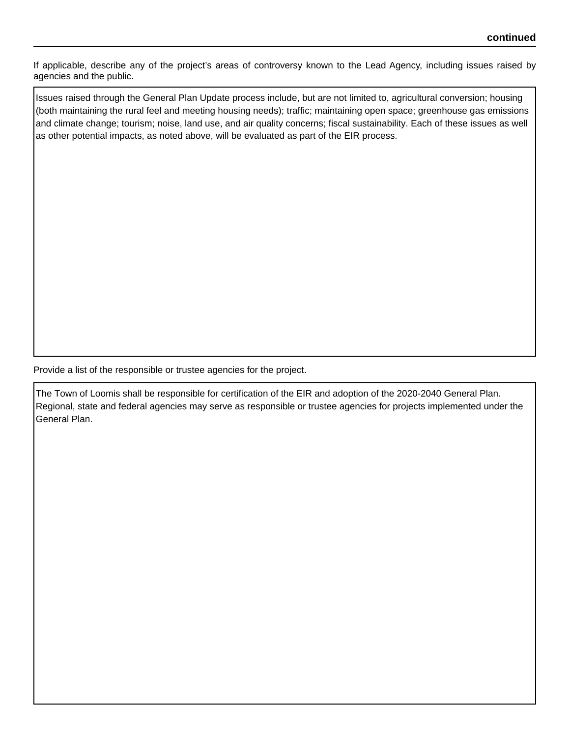**continued**

If applicable, describe any of the project's areas of controversy known to the Lead Agency, including issues raised by agencies and the public.

Issues raised through the General Plan Update process include, but are not limited to, agricultural conversion; housing (both maintaining the rural feel and meeting housing needs); traffic; maintaining open space; greenhouse gas emissions and climate change; tourism; noise, land use, and air quality concerns; fiscal sustainability. Each of these issues as well as other potential impacts, as noted above, will be evaluated as part of the EIR process.

Provide a list of the responsible or trustee agencies for the project.

The Town of Loomis shall be responsible for certification of the EIR and adoption of the 2020-2040 General Plan. Regional, state and federal agencies may serve as responsible or trustee agencies for projects implemented under the General Plan.